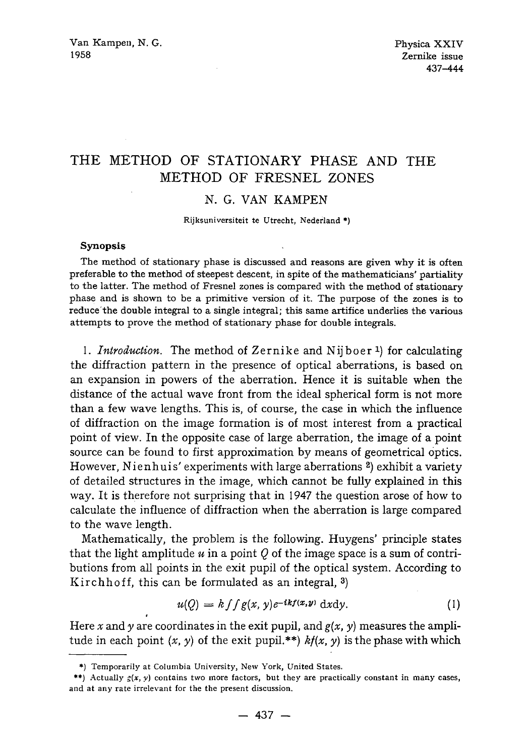Van Kampen, N. G.
1958

Physica XXIV
Zernike issue
437–444

# THE METHOD OF STATIONARY PHASE AND THE METHOD OF FRESNEL ZONES

## N. G. VAN KAMPEN

Rijksuniversiteit te Utrecht, Nederland *)

### Synopsis

The method of stationary phase is discussed and reasons are given why it is often preferable to the method of steepest descent, in spite of the mathematicians' partiality to the latter. The method of Fresnel zones is compared with the method of stationary phase and is shown to be a primitive version of it. The purpose of the zones is to reduce the double integral to a single integral; this same artifice underlies the various attempts to prove the method of stationary phase for double integrals.

1. *Introduction.* The method of Zernike and Nijboer [1]) for calculating the diffraction pattern in the presence of optical aberrations, is based on an expansion in powers of the aberration. Hence it is suitable when the distance of the actual wave front from the ideal spherical form is not more than a few wave lengths. This is, of course, the case in which the influence of diffraction on the image formation is of most interest from a practical point of view. In the opposite case of large aberration, the image of a point source can be found to first approximation by means of geometrical optics. However, Nienhuis' experiments with large aberrations [2]) exhibit a variety of detailed structures in the image, which cannot be fully explained in this way. It is therefore not surprising that in 1947 the question arose of how to calculate the influence of diffraction when the aberration is large compared to the wave length.

Mathematically, the problem is the following. Huygens' principle states that the light amplitude $u$ in a point $Q$ of the image space is a sum of contributions from all points in the exit pupil of the optical system. According to Kirchhoff, this can be formulated as an integral, [3])

$$u(Q) = k \iint g(x, y) e^{-ikf(x,y)} \,\mathrm{d}x\mathrm{d}y. \tag{1}$$

Here $x$ and $y$ are coordinates in the exit pupil, and $g(x, y)$ measures the amplitude in each point $(x, y)$ of the exit pupil.**) $kf(x, y)$ is the phase with which

---

*) Temporarily at Columbia University, New York, United States.

**) Actually $g(x, y)$ contains two more factors, but they are practically constant in many cases, and at any rate irrelevant for the the present discussion.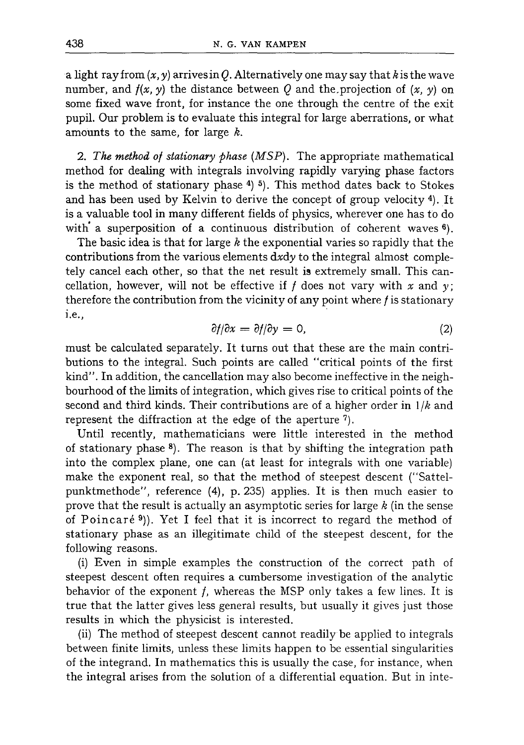a light ray from $(x, y)$ arrives in $Q$. Alternatively one may say that $k$ is the wave number, and $f(x, y)$ the distance between $Q$ and the projection of $(x, y)$ on some fixed wave front, for instance the one through the centre of the exit pupil. Our problem is to evaluate this integral for large aberrations, or what amounts to the same, for large $k$.

2. *The method of stationary phase (MSP).* The appropriate mathematical method for dealing with integrals involving rapidly varying phase factors is the method of stationary phase [4] [5]. This method dates back to Stokes and has been used by Kelvin to derive the concept of group velocity [4]. It is a valuable tool in many different fields of physics, wherever one has to do with a superposition of a continuous distribution of coherent waves [6].

The basic idea is that for large $k$ the exponential varies so rapidly that the contributions from the various elements $dxdy$ to the integral almost completely cancel each other, so that the net result is extremely small. This cancellation, however, will not be effective if $f$ does not vary with $x$ and $y$; therefore the contribution from the vicinity of any point where $f$ is stationary i.e.,

$$\partial f/\partial x = \partial f/\partial y = 0, \tag{2}$$

must be calculated separately. It turns out that these are the main contributions to the integral. Such points are called "critical points of the first kind". In addition, the cancellation may also become ineffective in the neighbourhood of the limits of integration, which gives rise to critical points of the second and third kinds. Their contributions are of a higher order in $1/k$ and represent the diffraction at the edge of the aperture [7].

Until recently, mathematicians were little interested in the method of stationary phase [8]. The reason is that by shifting the integration path into the complex plane, one can (at least for integrals with one variable) make the exponent real, so that the method of steepest descent ("Sattelpunktmethode", reference (4), p. 235) applies. It is then much easier to prove that the result is actually an asymptotic series for large $k$ (in the sense of Poincaré [9]). Yet I feel that it is incorrect to regard the method of stationary phase as an illegitimate child of the steepest descent, for the following reasons.

(i) Even in simple examples the construction of the correct path of steepest descent often requires a cumbersome investigation of the analytic behavior of the exponent $f$, whereas the MSP only takes a few lines. It is true that the latter gives less general results, but usually it gives just those results in which the physicist is interested.

(ii) The method of steepest descent cannot readily be applied to integrals between finite limits, unless these limits happen to be essential singularities of the integrand. In mathematics this is usually the case, for instance, when the integral arises from the solution of a differential equation. But in inte-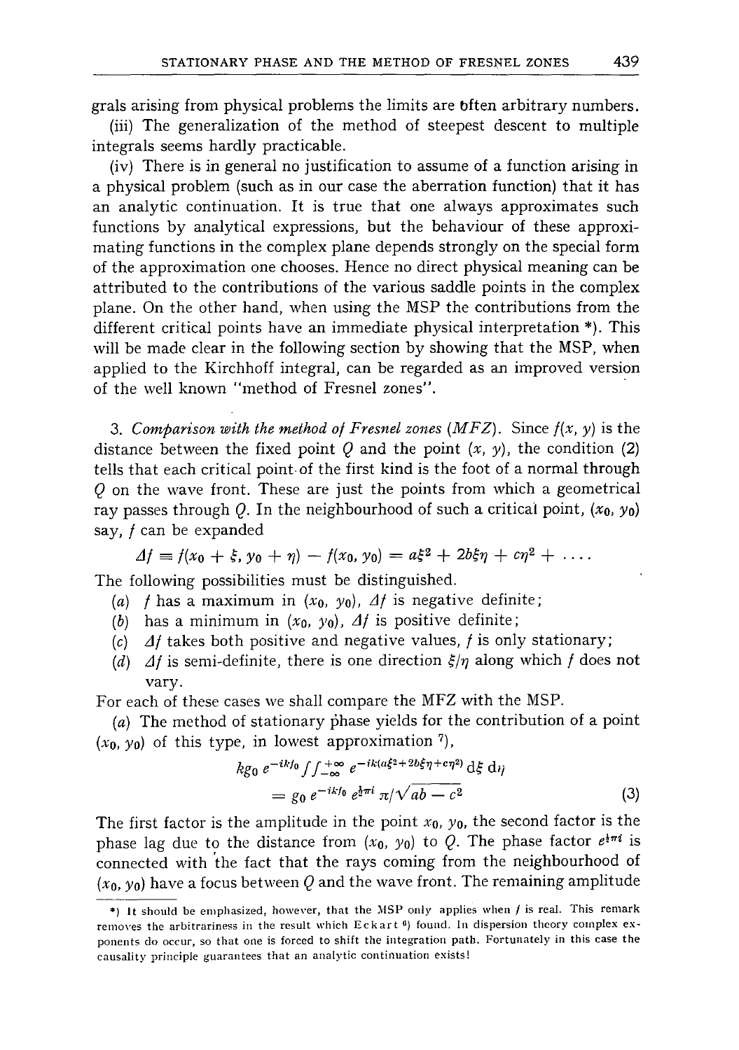grals arising from physical problems the limits are often arbitrary numbers.

(iii) The generalization of the method of steepest descent to multiple integrals seems hardly practicable.

(iv) There is in general no justification to assume of a function arising in a physical problem (such as in our case the aberration function) that it has an analytic continuation. It is true that one always approximates such functions by analytical expressions, but the behaviour of these approximating functions in the complex plane depends strongly on the special form of the approximation one chooses. Hence no direct physical meaning can be attributed to the contributions of the various saddle points in the complex plane. On the other hand, when using the MSP the contributions from the different critical points have an immediate physical interpretation *). This will be made clear in the following section by showing that the MSP, when applied to the Kirchhoff integral, can be regarded as an improved version of the well known "method of Fresnel zones".

3. *Comparison with the method of Fresnel zones (MFZ).* Since $f(x, y)$ is the distance between the fixed point $Q$ and the point $(x, y)$, the condition (2) tells that each critical point of the first kind is the foot of a normal through $Q$ on the wave front. These are just the points from which a geometrical ray passes through $Q$. In the neighbourhood of such a critical point, $(x_0, y_0)$ say, $f$ can be expanded

$$\Delta f \equiv f(x_0 + \xi, y_0 + \eta) - f(x_0, y_0) = a\xi^2 + 2b\xi\eta + c\eta^2 + \ldots.$$

The following possibilities must be distinguished.

(*a*) $f$ has a maximum in $(x_0, y_0)$, $\Delta f$ is negative definite;

(*b*) has a minimum in $(x_0, y_0)$, $\Delta f$ is positive definite;

(*c*) $\Delta f$ takes both positive and negative values, $f$ is only stationary;

(*d*) $\Delta f$ is semi-definite, there is one direction $\xi/\eta$ along which $f$ does not vary.

For each of these cases we shall compare the MFZ with the MSP.

(*a*) The method of stationary phase yields for the contribution of a point $(x_0, y_0)$ of this type, in lowest approximation [7],

$$kg_0\, e^{-ikf_0} \iint_{-\infty}^{+\infty} e^{-ik(a\xi^2 + 2b\xi\eta + c\eta^2)}\, d\xi\, d\eta = g_0\, e^{-ikf_0}\, e^{\frac{1}{2}\pi i}\, \pi/\sqrt{ab - c^2} \tag{3}$$

The first factor is the amplitude in the point $x_0, y_0$, the second factor is the phase lag due to the distance from $(x_0, y_0)$ to $Q$. The phase factor $e^{\frac{1}{2}\pi i}$ is connected with the fact that the rays coming from the neighbourhood of $(x_0, y_0)$ have a focus between $Q$ and the wave front. The remaining amplitude

*) It should be emphasized, however, that the MSP only applies when $f$ is real. This remark removes the arbitrariness in the result which Eckart [6] found. In dispersion theory complex exponents do occur, so that one is forced to shift the integration path. Fortunately in this case the causality principle guarantees that an analytic continuation exists!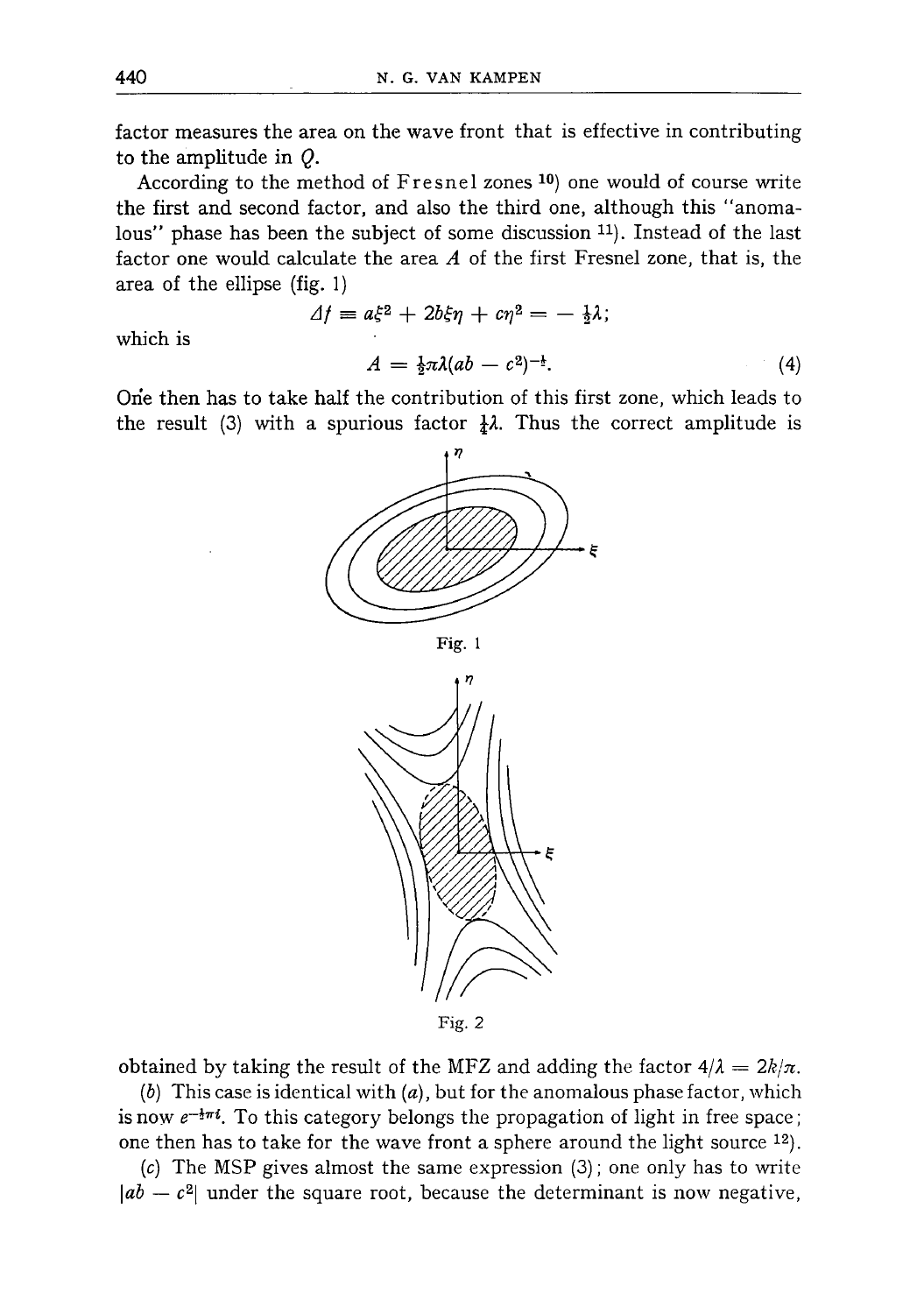factor measures the area on the wave front that is effective in contributing to the amplitude in $Q$.

According to the method of Fresnel zones [10]) one would of course write the first and second factor, and also the third one, although this "anomalous" phase has been the subject of some discussion [11]). Instead of the last factor one would calculate the area $A$ of the first Fresnel zone, that is, the area of the ellipse (fig. 1)

$$\Delta f \equiv a\xi^2 + 2b\xi\eta + c\eta^2 = -\tfrac{1}{2}\lambda;$$

which is

$$A = \tfrac{1}{2}\pi\lambda(ab - c^2)^{-\frac{1}{2}}. \tag{4}$$

One then has to take half the contribution of this first zone, which leads to the result (3) with a spurious factor $\frac{1}{4}\lambda$. Thus the correct amplitude is

Fig. 1

Fig. 2

obtained by taking the result of the MFZ and adding the factor $4/\lambda = 2k/\pi$.

(*b*) This case is identical with (*a*), but for the anomalous phase factor, which is now $e^{-\frac{1}{2}\pi i}$. To this category belongs the propagation of light in free space; one then has to take for the wave front a sphere around the light source [12]).

(*c*) The MSP gives almost the same expression (3); one only has to write $|ab - c^2|$ under the square root, because the determinant is now negative,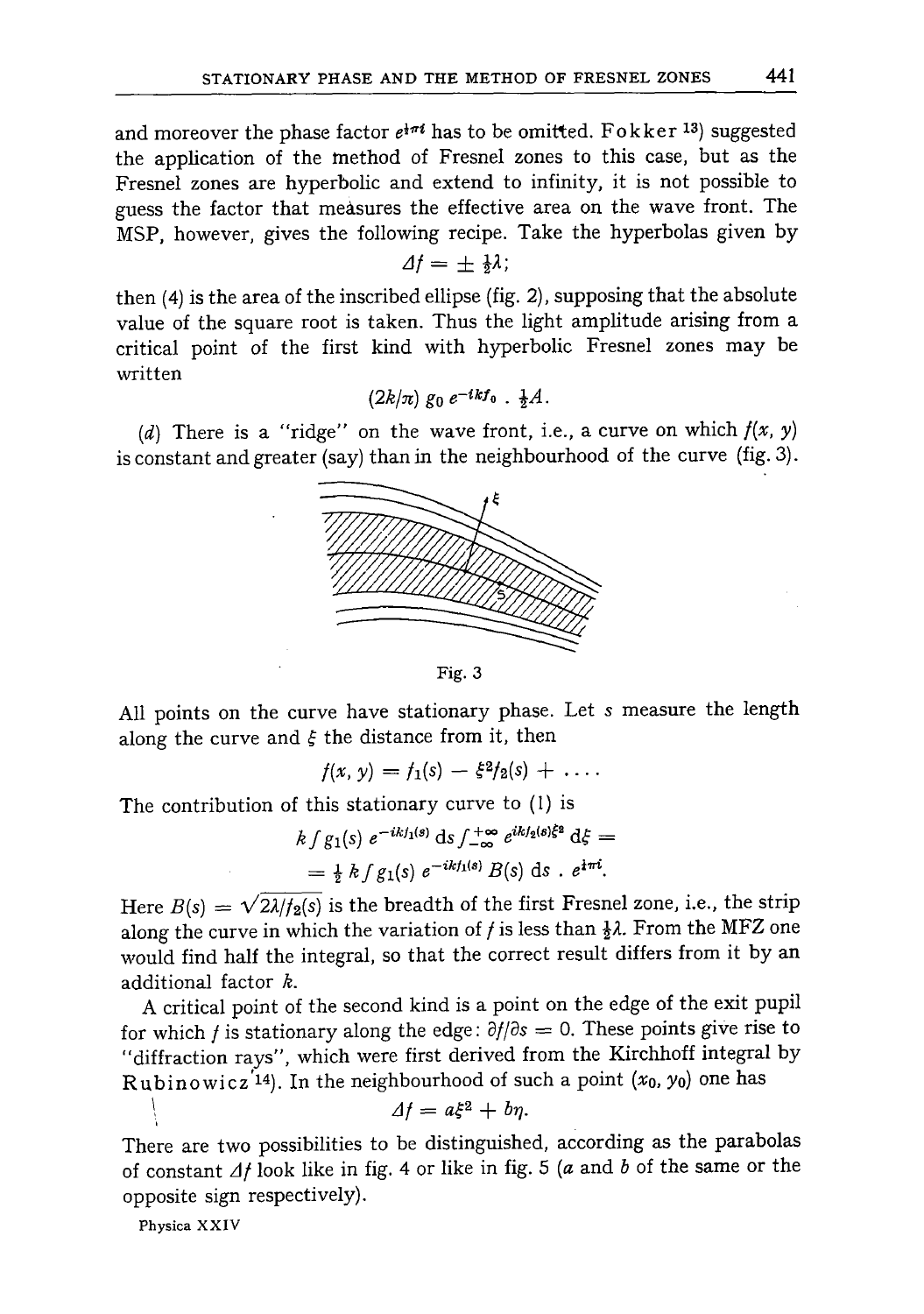and moreover the phase factor $e^{\frac{1}{4}\pi i}$ has to be omitted. Fokker[13]) suggested the application of the method of Fresnel zones to this case, but as the Fresnel zones are hyperbolic and extend to infinity, it is not possible to guess the factor that measures the effective area on the wave front. The MSP, however, gives the following recipe. Take the hyperbolas given by

$$\Delta f = \pm \tfrac{1}{2}\lambda;$$

then (4) is the area of the inscribed ellipse (fig. 2), supposing that the absolute value of the square root is taken. Thus the light amplitude arising from a critical point of the first kind with hyperbolic Fresnel zones may be written

$$(2k/\pi)\, g_0\, e^{-ikf_0} \,.\, \tfrac{1}{2}A.$$

(*d*) There is a "ridge" on the wave front, i.e., a curve on which $f(x, y)$ is constant and greater (say) than in the neighbourhood of the curve (fig. 3).

Fig. 3

All points on the curve have stationary phase. Let $s$ measure the length along the curve and $\xi$ the distance from it, then

$$f(x, y) = f_1(s) - \xi^2 f_2(s) + \ldots.$$

The contribution of this stationary curve to (1) is

$$k \int g_1(s)\, e^{-ikf_1(s)}\, \mathrm{d}s \int_{-\infty}^{+\infty} e^{ikf_2(s)\xi^2}\, \mathrm{d}\xi =$$

$$= \tfrac{1}{2}\, k \int g_1(s)\, e^{-ikf_1(s)}\, B(s)\, \mathrm{d}s \,.\, e^{\frac{1}{4}\pi i}.$$

Here $B(s) = \sqrt{2\lambda/f_2(s)}$ is the breadth of the first Fresnel zone, i.e., the strip along the curve in which the variation of $f$ is less than $\frac{1}{2}\lambda$. From the MFZ one would find half the integral, so that the correct result differs from it by an additional factor $k$.

A critical point of the second kind is a point on the edge of the exit pupil for which $f$ is stationary along the edge: $\partial f/\partial s = 0$. These points give rise to "diffraction rays", which were first derived from the Kirchhoff integral by Rubinowicz[14]). In the neighbourhood of such a point $(x_0, y_0)$ one has

$$\Delta f = a\xi^2 + b\eta.$$

There are two possibilities to be distinguished, according as the parabolas of constant $\Delta f$ look like in fig. 4 or like in fig. 5 ($a$ and $b$ of the same or the opposite sign respectively).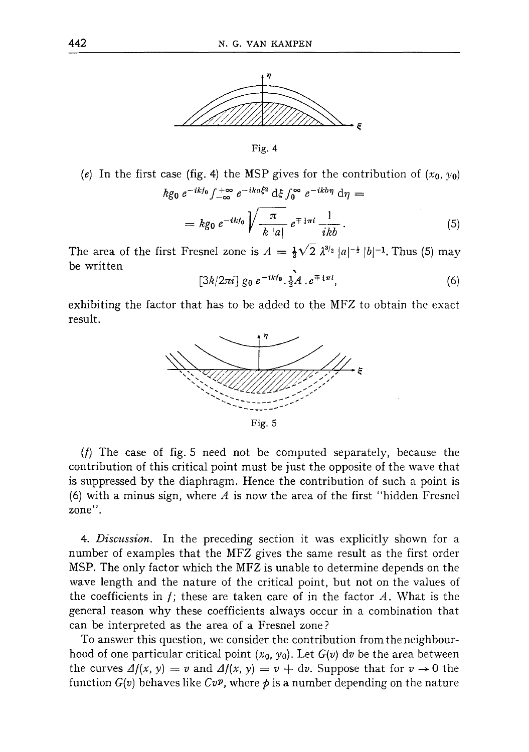Fig. 4

(*e*) In the first case (fig. 4) the MSP gives for the contribution of $(x_0, y_0)$

$$kg_0\, e^{-ikf_0} \int_{-\infty}^{+\infty} e^{-ika\xi^2}\, d\xi \int_0^{\infty} e^{-ikb\eta}\, d\eta =$$

$$= kg_0\, e^{-ikf_0} \sqrt{\frac{\pi}{k\,|a|}}\, e^{\mp \frac{1}{4}\pi i} \frac{1}{ikb}. \tag{5}$$

The area of the first Fresnel zone is $A = \frac{1}{3}\sqrt{2}\,\lambda^{3/2}\,|a|^{-\frac{1}{2}}\,|b|^{-1}$. Thus (5) may be written

$$[3k/2\pi i]\, g_0\, e^{-ikf_0} . \tfrac{1}{2}A \,.\, e^{\mp \frac{1}{4}\pi i}, \tag{6}$$

exhibiting the factor that has to be added to the MFZ to obtain the exact result.

Fig. 5

(*f*) The case of fig. 5 need not be computed separately, because the contribution of this critical point must be just the opposite of the wave that is suppressed by the diaphragm. Hence the contribution of such a point is (6) with a minus sign, where $A$ is now the area of the first "hidden Fresnel zone".

4. *Discussion*. In the preceding section it was explicitly shown for a number of examples that the MFZ gives the same result as the first order MSP. The only factor which the MFZ is unable to determine depends on the wave length and the nature of the critical point, but not on the values of the coefficients in $f$; these are taken care of in the factor $A$. What is the general reason why these coefficients always occur in a combination that can be interpreted as the area of a Fresnel zone?

To answer this question, we consider the contribution from the neighbourhood of one particular critical point $(x_0, y_0)$. Let $G(v)\,dv$ be the area between the curves $\Delta f(x, y) = v$ and $\Delta f(x, y) = v + dv$. Suppose that for $v \to 0$ the function $G(v)$ behaves like $Cv^p$, where $p$ is a number depending on the nature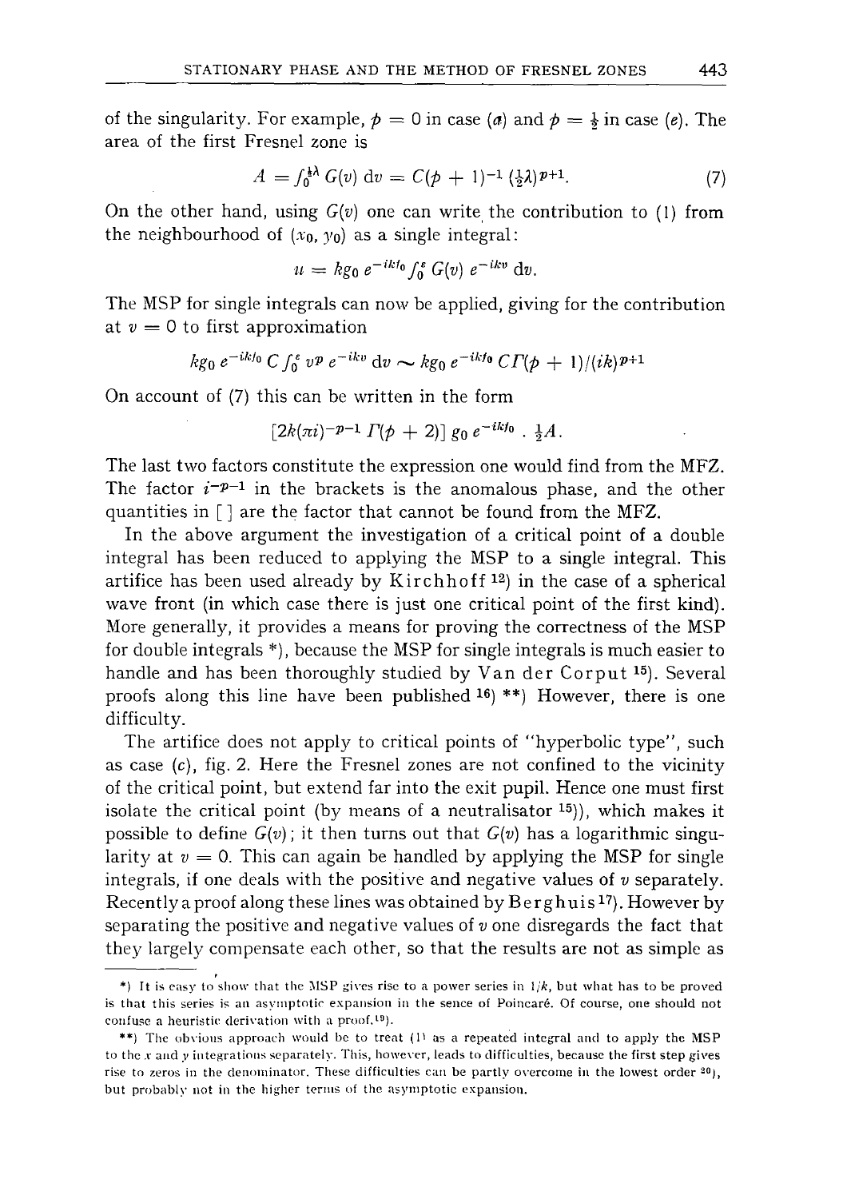of the singularity. For example, $p = 0$ in case (*a*) and $p = \frac{1}{2}$ in case (*e*). The area of the first Fresnel zone is

$$A = \int_0^{\frac{1}{2}\lambda} G(v)\, \mathrm{d}v = C(p+1)^{-1}\,(\tfrac{1}{2}\lambda)^{p+1}. \tag{7}$$

On the other hand, using $G(v)$ one can write the contribution to (1) from the neighbourhood of $(x_0, y_0)$ as a single integral:

$$u = kg_0\, e^{-ikf_0} \int_0^{\varepsilon} G(v)\, e^{-ikv}\, \mathrm{d}v.$$

The MSP for single integrals can now be applied, giving for the contribution at $v = 0$ to first approximation

$$kg_0\, e^{-ikf_0}\, C \int_0^{\varepsilon} v^p\, e^{-ikv}\, \mathrm{d}v \sim kg_0\, e^{-ikf_0}\, C\Gamma(p+1)/(ik)^{p+1}$$

On account of (7) this can be written in the form

$$[2k(\pi i)^{-p-1}\, \Gamma(p+2)]\, g_0\, e^{-ikf_0}\,.\, \tfrac{1}{2}A.$$

The last two factors constitute the expression one would find from the MFZ. The factor $i^{-p-1}$ in the brackets is the anomalous phase, and the other quantities in [ ] are the factor that cannot be found from the MFZ.

In the above argument the investigation of a critical point of a double integral has been reduced to applying the MSP to a single integral. This artifice has been used already by Kirchhoff [12]) in the case of a spherical wave front (in which case there is just one critical point of the first kind). More generally, it provides a means for proving the correctness of the MSP for double integrals \*), because the MSP for single integrals is much easier to handle and has been thoroughly studied by Van der Corput [15]). Several proofs along this line have been published [16]) \*\*) However, there is one difficulty.

The artifice does not apply to critical points of "hyperbolic type", such as case (*c*), fig. 2. Here the Fresnel zones are not confined to the vicinity of the critical point, but extend far into the exit pupil. Hence one must first isolate the critical point (by means of a neutralisator [15])), which makes it possible to define $G(v)$; it then turns out that $G(v)$ has a logarithmic singularity at $v = 0$. This can again be handled by applying the MSP for single integrals, if one deals with the positive and negative values of $v$ separately. Recently a proof along these lines was obtained by Berghuis [17]). However by separating the positive and negative values of $v$ one disregards the fact that they largely compensate each other, so that the results are not as simple as

---

\*) It is easy to show that the MSP gives rise to a power series in $1/k$, but what has to be proved is that this series is an asymptotic expansion in the sence of Poincaré. Of course, one should not confuse a heuristic derivation with a proof.[19]).

\*\*) The obvious approach would be to treat (1) as a repeated integral and to apply the MSP to the $x$ and $y$ integrations separately. This, however, leads to difficulties, because the first step gives rise to zeros in the denominator. These difficulties can be partly overcome in the lowest order [20]), but probably not in the higher terms of the asymptotic expansion.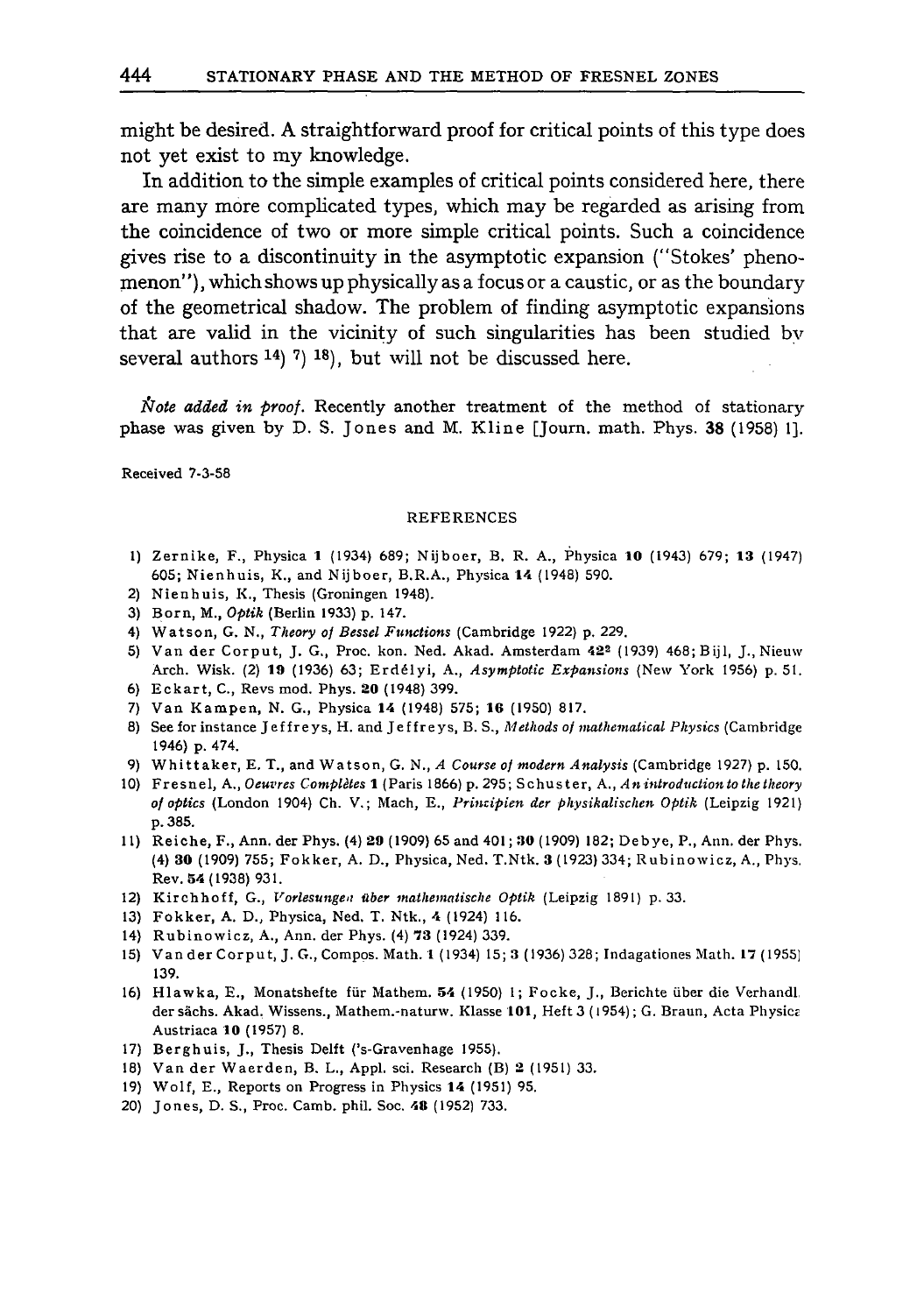might be desired. A straightforward proof for critical points of this type does not yet exist to my knowledge.

In addition to the simple examples of critical points considered here, there are many more complicated types, which may be regarded as arising from the coincidence of two or more simple critical points. Such a coincidence gives rise to a discontinuity in the asymptotic expansion ("Stokes' phenomenon"), which shows up physically as a focus or a caustic, or as the boundary of the geometrical shadow. The problem of finding asymptotic expansions that are valid in the vicinity of such singularities has been studied by several authors [14] [7] [18], but will not be discussed here.

*Note added in proof.* Recently another treatment of the method of stationary phase was given by D. S. Jones and M. Kline [Journ. math. Phys. **38** (1958) 1].

Received 7-3-58

## REFERENCES

1) Zernike, F., Physica **1** (1934) 689; Nijboer, B. R. A., Physica **10** (1943) 679; **13** (1947) 605; Nienhuis, K., and Nijboer, B.R.A., Physica **14** (1948) 590.
2) Nienhuis, K., Thesis (Groningen 1948).
3) Born, M., *Optik* (Berlin 1933) p. 147.
4) Watson, G. N., *Theory of Bessel Functions* (Cambridge 1922) p. 229.
5) Van der Corput, J. G., Proc. kon. Ned. Akad. Amsterdam **42**[2] (1939) 468; Bijl, J., Nieuw Arch. Wisk. (2) **19** (1936) 63; Erdélyi, A., *Asymptotic Expansions* (New York 1956) p. 51.
6) Eckart, C., Revs mod. Phys. **20** (1948) 399.
7) Van Kampen, N. G., Physica **14** (1948) 575; **16** (1950) 817.
8) See for instance Jeffreys, H. and Jeffreys, B. S., *Methods of mathematical Physics* (Cambridge 1946) p. 474.
9) Whittaker, E. T., and Watson, G. N., *A Course of modern Analysis* (Cambridge 1927) p. 150.
10) Fresnel, A., *Oeuvres Complètes* **1** (Paris 1866) p. 295; Schuster, A., *An introduction to the theory of optics* (London 1904) Ch. V.; Mach, E., *Prinzipien der physikalischen Optik* (Leipzig 1921) p. 385.
11) Reiche, F., Ann. der Phys. (4) **29** (1909) 65 and 401; **30** (1909) 182; Debye, P., Ann. der Phys. (4) **30** (1909) 755; Fokker, A. D., Physica, Ned. T.Ntk. **3** (1923) 334; Rubinowicz, A., Phys. Rev. **54** (1938) 931.
12) Kirchhoff, G., *Vorlesungen über mathematische Optik* (Leipzig 1891) p. 33.
13) Fokker, A. D., Physica, Ned. T. Ntk., **4** (1924) 116.
14) Rubinowicz, A., Ann. der Phys. (4) **73** (1924) 339.
15) Van der Corput, J. G., Compos. Math. **1** (1934) 15; **3** (1936) 328; Indagationes Math. **17** (1955) 139.
16) Hlawka, E., Monatshefte für Mathem. **54** (1950) 1; Focke, J., Berichte über die Verhandl. der sächs. Akad. Wissens., Mathem.-naturw. Klasse **101**, Heft 3 (1954); G. Braun, Acta Physica Austriaca **10** (1957) 8.
17) Berghuis, J., Thesis Delft ('s-Gravenhage 1955).
18) Van der Waerden, B. L., Appl. sci. Research (B) **2** (1951) 33.
19) Wolf, E., Reports on Progress in Physics **14** (1951) 95.
20) Jones, D. S., Proc. Camb. phil. Soc. **48** (1952) 733.